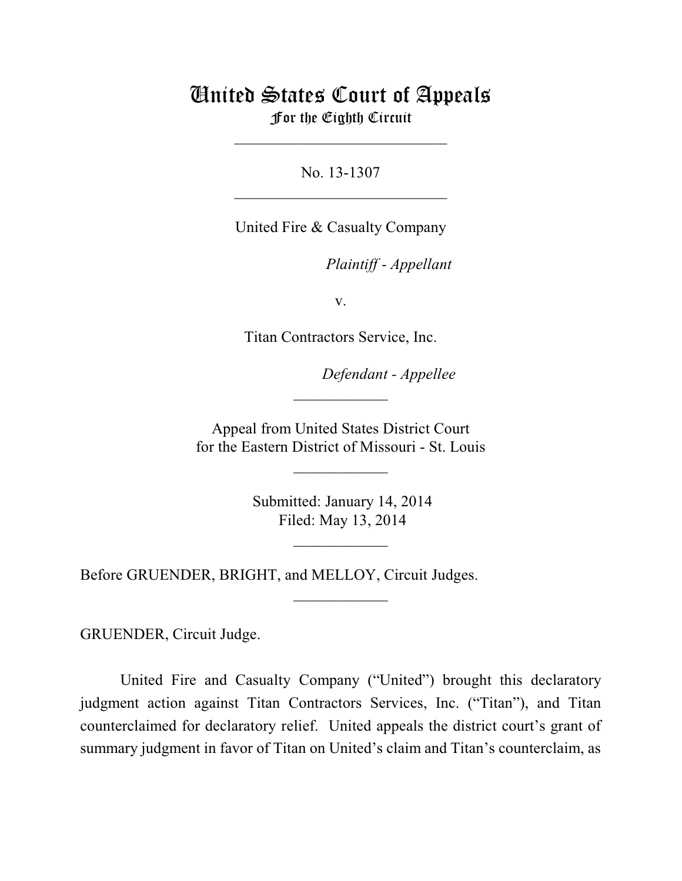# United States Court of Appeals
## For the Eighth Circuit

---

No. 13-1307

---

United Fire & Casualty Company

*Plaintiff - Appellant*

v.

Titan Contractors Service, Inc.

*Defendant - Appellee*

---

Appeal from United States District Court
for the Eastern District of Missouri - St. Louis

---

Submitted: January 14, 2014
Filed: May 13, 2014

---

Before GRUENDER, BRIGHT, and MELLOY, Circuit Judges.

---

GRUENDER, Circuit Judge.

United Fire and Casualty Company ("United") brought this declaratory judgment action against Titan Contractors Services, Inc. ("Titan"), and Titan counterclaimed for declaratory relief. United appeals the district court's grant of summary judgment in favor of Titan on United's claim and Titan's counterclaim, as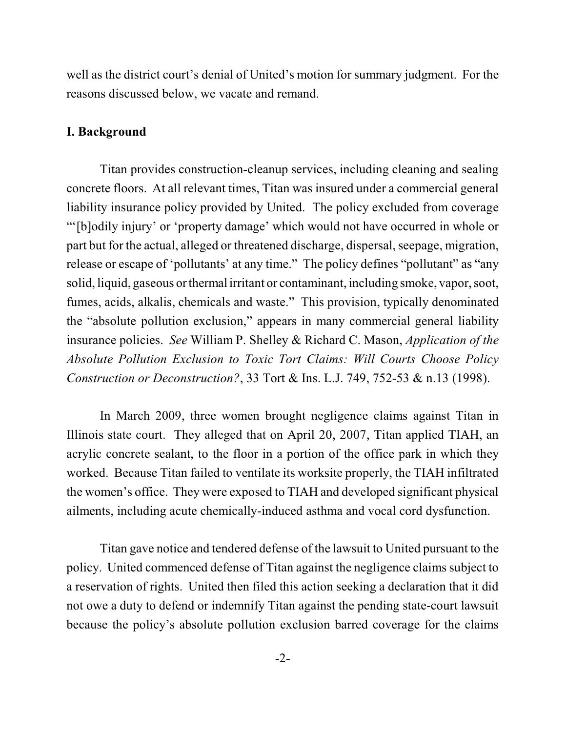well as the district court's denial of United's motion for summary judgment. For the reasons discussed below, we vacate and remand.

**I. Background**

Titan provides construction-cleanup services, including cleaning and sealing concrete floors. At all relevant times, Titan was insured under a commercial general liability insurance policy provided by United. The policy excluded from coverage "'[b]odily injury' or 'property damage' which would not have occurred in whole or part but for the actual, alleged or threatened discharge, dispersal, seepage, migration, release or escape of 'pollutants' at any time." The policy defines "pollutant" as "any solid, liquid, gaseous or thermal irritant or contaminant, including smoke, vapor, soot, fumes, acids, alkalis, chemicals and waste." This provision, typically denominated the "absolute pollution exclusion," appears in many commercial general liability insurance policies. *See* William P. Shelley & Richard C. Mason, *Application of the Absolute Pollution Exclusion to Toxic Tort Claims: Will Courts Choose Policy Construction or Deconstruction?*, 33 Tort & Ins. L.J. 749, 752-53 & n.13 (1998).

In March 2009, three women brought negligence claims against Titan in Illinois state court. They alleged that on April 20, 2007, Titan applied TIAH, an acrylic concrete sealant, to the floor in a portion of the office park in which they worked. Because Titan failed to ventilate its worksite properly, the TIAH infiltrated the women's office. They were exposed to TIAH and developed significant physical ailments, including acute chemically-induced asthma and vocal cord dysfunction.

Titan gave notice and tendered defense of the lawsuit to United pursuant to the policy. United commenced defense of Titan against the negligence claims subject to a reservation of rights. United then filed this action seeking a declaration that it did not owe a duty to defend or indemnify Titan against the pending state-court lawsuit because the policy's absolute pollution exclusion barred coverage for the claims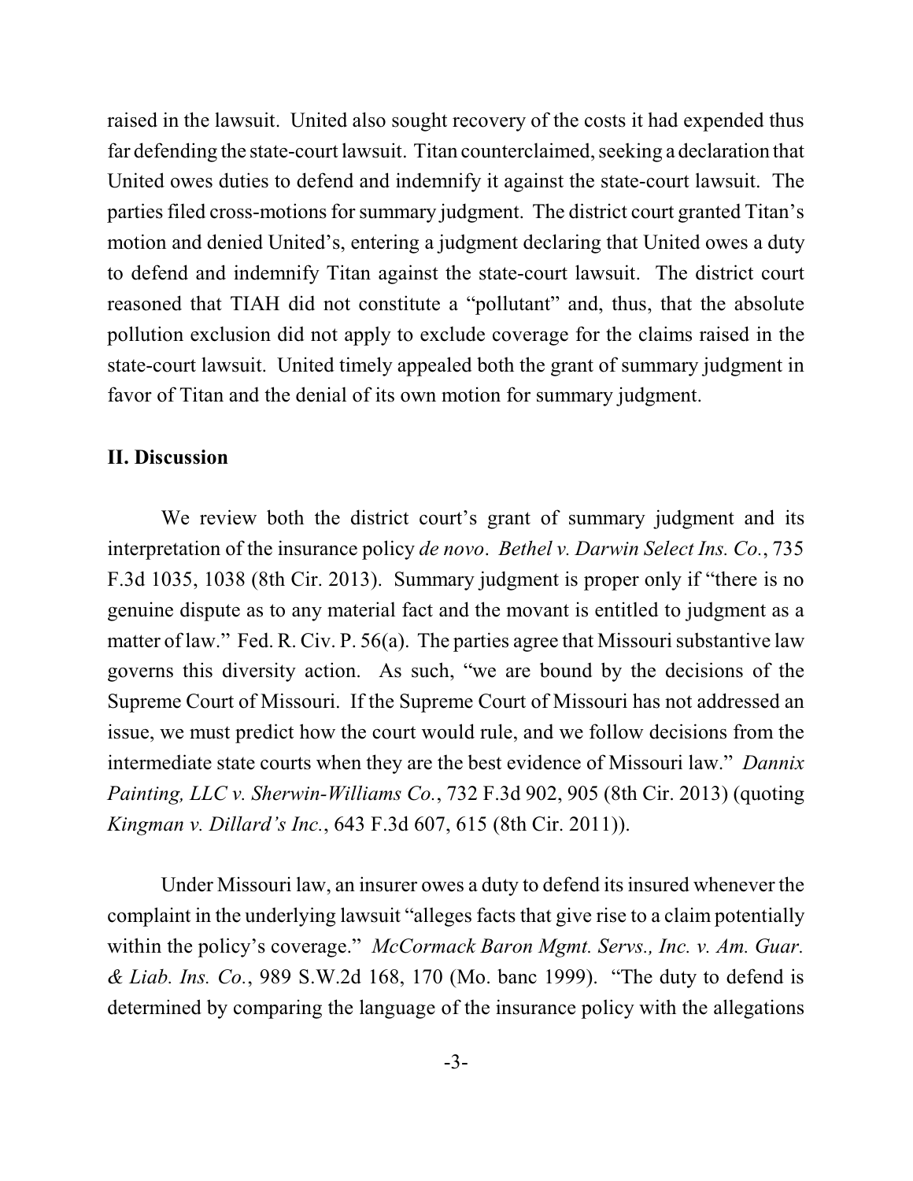raised in the lawsuit. United also sought recovery of the costs it had expended thus far defending the state-court lawsuit. Titan counterclaimed, seeking a declaration that United owes duties to defend and indemnify it against the state-court lawsuit. The parties filed cross-motions for summary judgment. The district court granted Titan's motion and denied United's, entering a judgment declaring that United owes a duty to defend and indemnify Titan against the state-court lawsuit. The district court reasoned that TIAH did not constitute a "pollutant" and, thus, that the absolute pollution exclusion did not apply to exclude coverage for the claims raised in the state-court lawsuit. United timely appealed both the grant of summary judgment in favor of Titan and the denial of its own motion for summary judgment.

## II. Discussion

We review both the district court's grant of summary judgment and its interpretation of the insurance policy *de novo*. *Bethel v. Darwin Select Ins. Co.*, 735 F.3d 1035, 1038 (8th Cir. 2013). Summary judgment is proper only if "there is no genuine dispute as to any material fact and the movant is entitled to judgment as a matter of law." Fed. R. Civ. P. 56(a). The parties agree that Missouri substantive law governs this diversity action. As such, "we are bound by the decisions of the Supreme Court of Missouri. If the Supreme Court of Missouri has not addressed an issue, we must predict how the court would rule, and we follow decisions from the intermediate state courts when they are the best evidence of Missouri law." *Dannix Painting, LLC v. Sherwin-Williams Co.*, 732 F.3d 902, 905 (8th Cir. 2013) (quoting *Kingman v. Dillard's Inc.*, 643 F.3d 607, 615 (8th Cir. 2011)).

Under Missouri law, an insurer owes a duty to defend its insured whenever the complaint in the underlying lawsuit "alleges facts that give rise to a claim potentially within the policy's coverage." *McCormack Baron Mgmt. Servs., Inc. v. Am. Guar. & Liab. Ins. Co.*, 989 S.W.2d 168, 170 (Mo. banc 1999). "The duty to defend is determined by comparing the language of the insurance policy with the allegations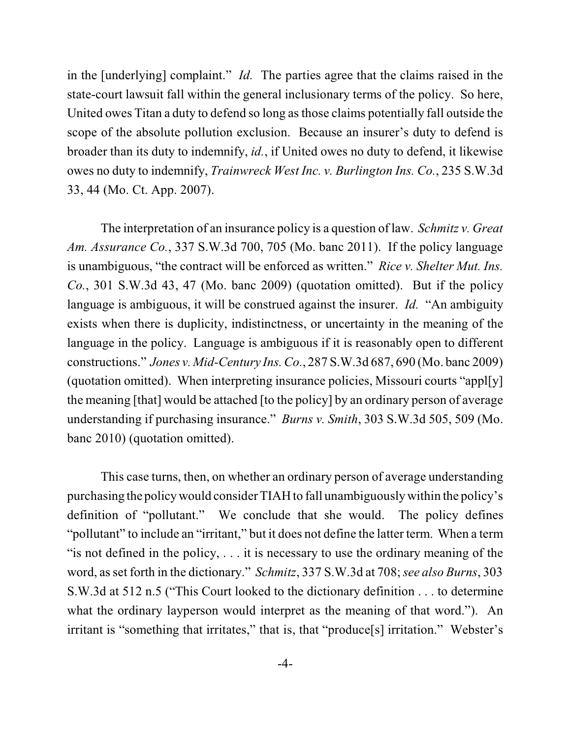in the [underlying] complaint." *Id.* The parties agree that the claims raised in the state-court lawsuit fall within the general inclusionary terms of the policy. So here, United owes Titan a duty to defend so long as those claims potentially fall outside the scope of the absolute pollution exclusion. Because an insurer's duty to defend is broader than its duty to indemnify, *id.*, if United owes no duty to defend, it likewise owes no duty to indemnify, *Trainwreck West Inc. v. Burlington Ins. Co.*, 235 S.W.3d 33, 44 (Mo. Ct. App. 2007).

The interpretation of an insurance policy is a question of law. *Schmitz v. Great Am. Assurance Co.*, 337 S.W.3d 700, 705 (Mo. banc 2011). If the policy language is unambiguous, "the contract will be enforced as written." *Rice v. Shelter Mut. Ins. Co.*, 301 S.W.3d 43, 47 (Mo. banc 2009) (quotation omitted). But if the policy language is ambiguous, it will be construed against the insurer. *Id.* "An ambiguity exists when there is duplicity, indistinctness, or uncertainty in the meaning of the language in the policy. Language is ambiguous if it is reasonably open to different constructions." *Jones v. Mid-Century Ins. Co.*, 287 S.W.3d 687, 690 (Mo. banc 2009) (quotation omitted). When interpreting insurance policies, Missouri courts "appl[y] the meaning [that] would be attached [to the policy] by an ordinary person of average understanding if purchasing insurance." *Burns v. Smith*, 303 S.W.3d 505, 509 (Mo. banc 2010) (quotation omitted).

This case turns, then, on whether an ordinary person of average understanding purchasing the policy would consider TIAH to fall unambiguously within the policy's definition of "pollutant." We conclude that she would. The policy defines "pollutant" to include an "irritant," but it does not define the latter term. When a term "is not defined in the policy, . . . it is necessary to use the ordinary meaning of the word, as set forth in the dictionary." *Schmitz*, 337 S.W.3d at 708; *see also Burns*, 303 S.W.3d at 512 n.5 ("This Court looked to the dictionary definition . . . to determine what the ordinary layperson would interpret as the meaning of that word."). An irritant is "something that irritates," that is, that "produce[s] irritation." Webster's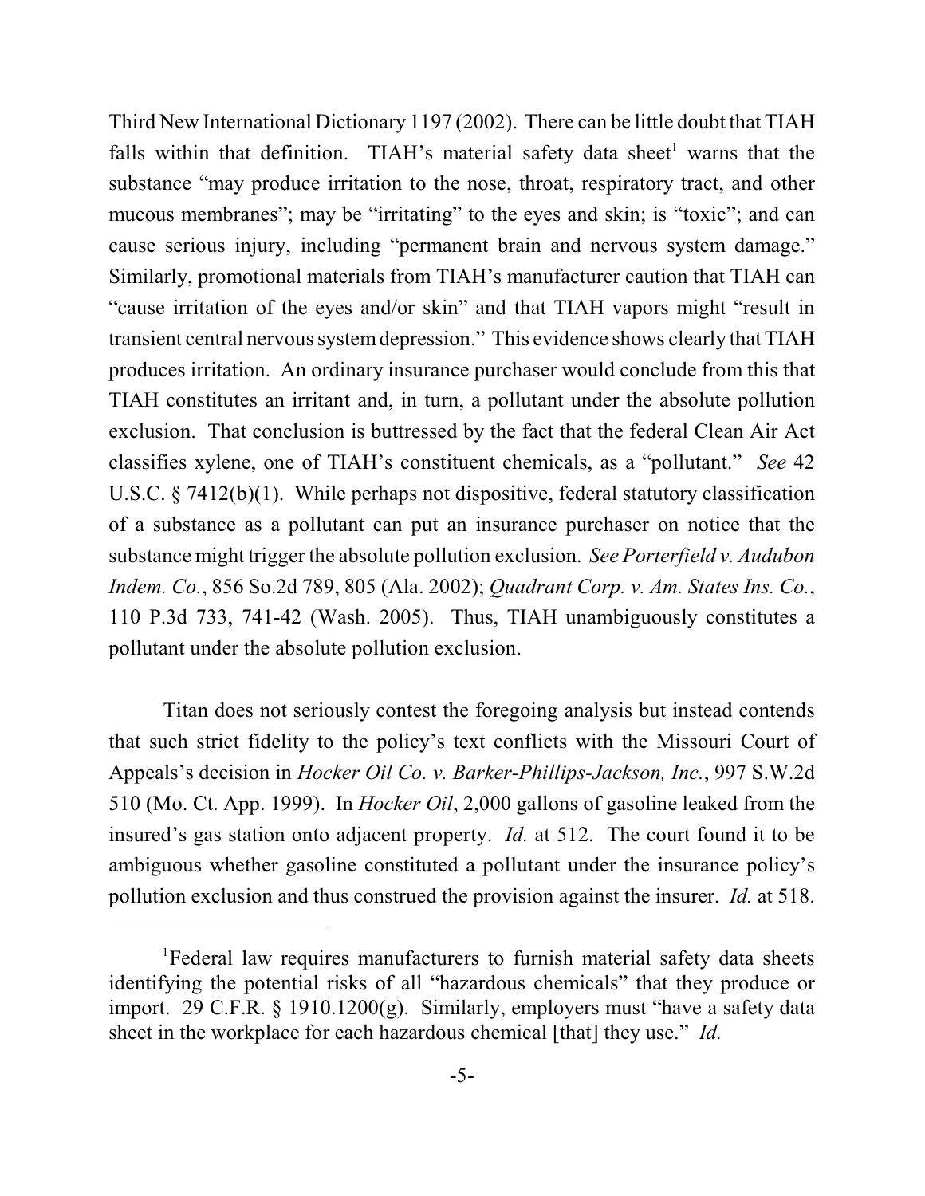Third New International Dictionary 1197 (2002). There can be little doubt that TIAH falls within that definition. TIAH's material safety data sheet[1] warns that the substance "may produce irritation to the nose, throat, respiratory tract, and other mucous membranes"; may be "irritating" to the eyes and skin; is "toxic"; and can cause serious injury, including "permanent brain and nervous system damage." Similarly, promotional materials from TIAH's manufacturer caution that TIAH can "cause irritation of the eyes and/or skin" and that TIAH vapors might "result in transient central nervous system depression." This evidence shows clearly that TIAH produces irritation. An ordinary insurance purchaser would conclude from this that TIAH constitutes an irritant and, in turn, a pollutant under the absolute pollution exclusion. That conclusion is buttressed by the fact that the federal Clean Air Act classifies xylene, one of TIAH's constituent chemicals, as a "pollutant." *See* 42 U.S.C. § 7412(b)(1). While perhaps not dispositive, federal statutory classification of a substance as a pollutant can put an insurance purchaser on notice that the substance might trigger the absolute pollution exclusion. *See Porterfield v. Audubon Indem. Co.*, 856 So.2d 789, 805 (Ala. 2002); *Quadrant Corp. v. Am. States Ins. Co.*, 110 P.3d 733, 741-42 (Wash. 2005). Thus, TIAH unambiguously constitutes a pollutant under the absolute pollution exclusion.

Titan does not seriously contest the foregoing analysis but instead contends that such strict fidelity to the policy's text conflicts with the Missouri Court of Appeals's decision in *Hocker Oil Co. v. Barker-Phillips-Jackson, Inc.*, 997 S.W.2d 510 (Mo. Ct. App. 1999). In *Hocker Oil*, 2,000 gallons of gasoline leaked from the insured's gas station onto adjacent property. *Id.* at 512. The court found it to be ambiguous whether gasoline constituted a pollutant under the insurance policy's pollution exclusion and thus construed the provision against the insurer. *Id.* at 518.

---

[1] Federal law requires manufacturers to furnish material safety data sheets identifying the potential risks of all "hazardous chemicals" that they produce or import. 29 C.F.R. § 1910.1200(g). Similarly, employers must "have a safety data sheet in the workplace for each hazardous chemical [that] they use." *Id.*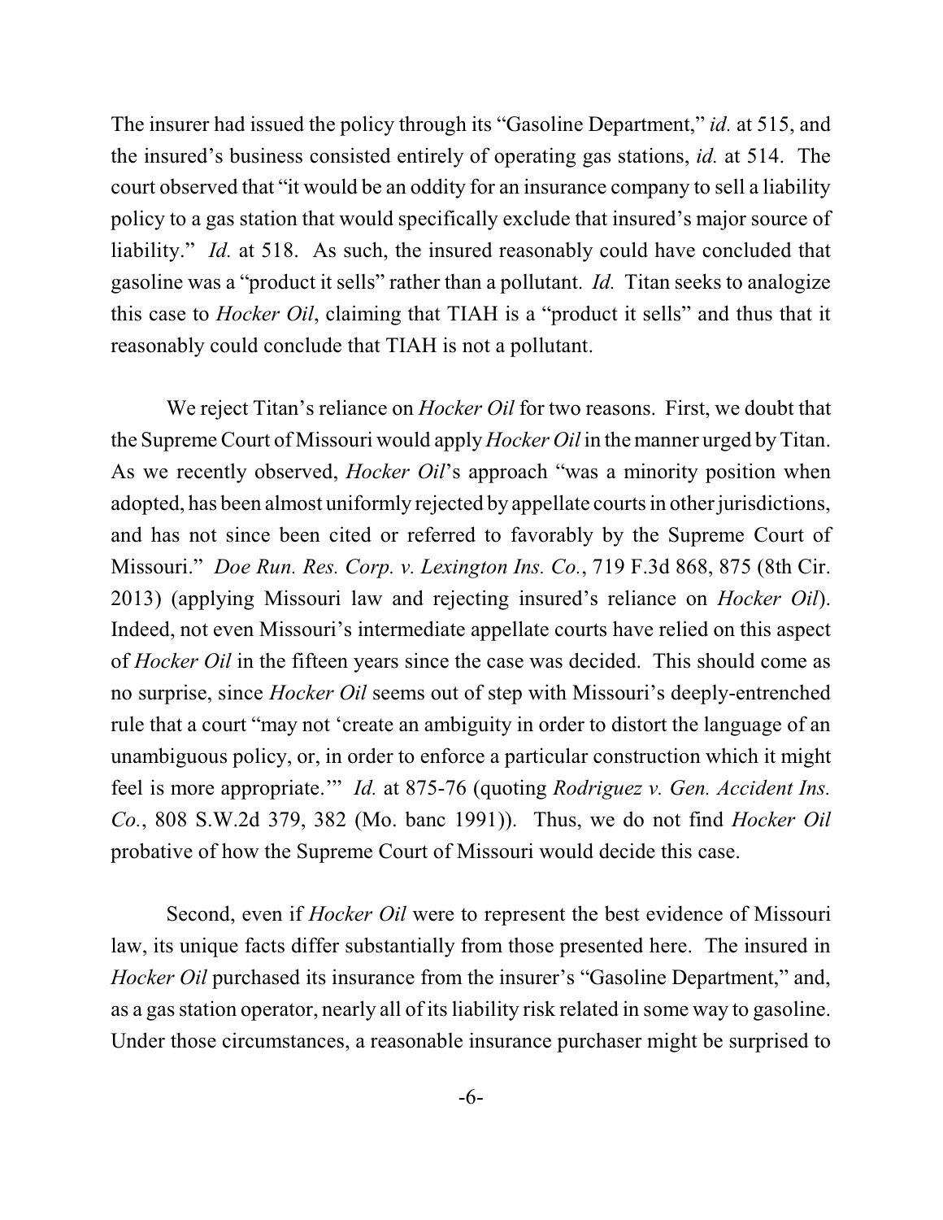The insurer had issued the policy through its "Gasoline Department," *id.* at 515, and the insured's business consisted entirely of operating gas stations, *id.* at 514. The court observed that "it would be an oddity for an insurance company to sell a liability policy to a gas station that would specifically exclude that insured's major source of liability." *Id.* at 518. As such, the insured reasonably could have concluded that gasoline was a "product it sells" rather than a pollutant. *Id.* Titan seeks to analogize this case to *Hocker Oil*, claiming that TIAH is a "product it sells" and thus that it reasonably could conclude that TIAH is not a pollutant.

We reject Titan's reliance on *Hocker Oil* for two reasons. First, we doubt that the Supreme Court of Missouri would apply *Hocker Oil* in the manner urged by Titan. As we recently observed, *Hocker Oil*'s approach "was a minority position when adopted, has been almost uniformly rejected by appellate courts in other jurisdictions, and has not since been cited or referred to favorably by the Supreme Court of Missouri." *Doe Run. Res. Corp. v. Lexington Ins. Co.*, 719 F.3d 868, 875 (8th Cir. 2013) (applying Missouri law and rejecting insured's reliance on *Hocker Oil*). Indeed, not even Missouri's intermediate appellate courts have relied on this aspect of *Hocker Oil* in the fifteen years since the case was decided. This should come as no surprise, since *Hocker Oil* seems out of step with Missouri's deeply-entrenched rule that a court "may not 'create an ambiguity in order to distort the language of an unambiguous policy, or, in order to enforce a particular construction which it might feel is more appropriate.'" *Id.* at 875-76 (quoting *Rodriguez v. Gen. Accident Ins. Co.*, 808 S.W.2d 379, 382 (Mo. banc 1991)). Thus, we do not find *Hocker Oil* probative of how the Supreme Court of Missouri would decide this case.

Second, even if *Hocker Oil* were to represent the best evidence of Missouri law, its unique facts differ substantially from those presented here. The insured in *Hocker Oil* purchased its insurance from the insurer's "Gasoline Department," and, as a gas station operator, nearly all of its liability risk related in some way to gasoline. Under those circumstances, a reasonable insurance purchaser might be surprised to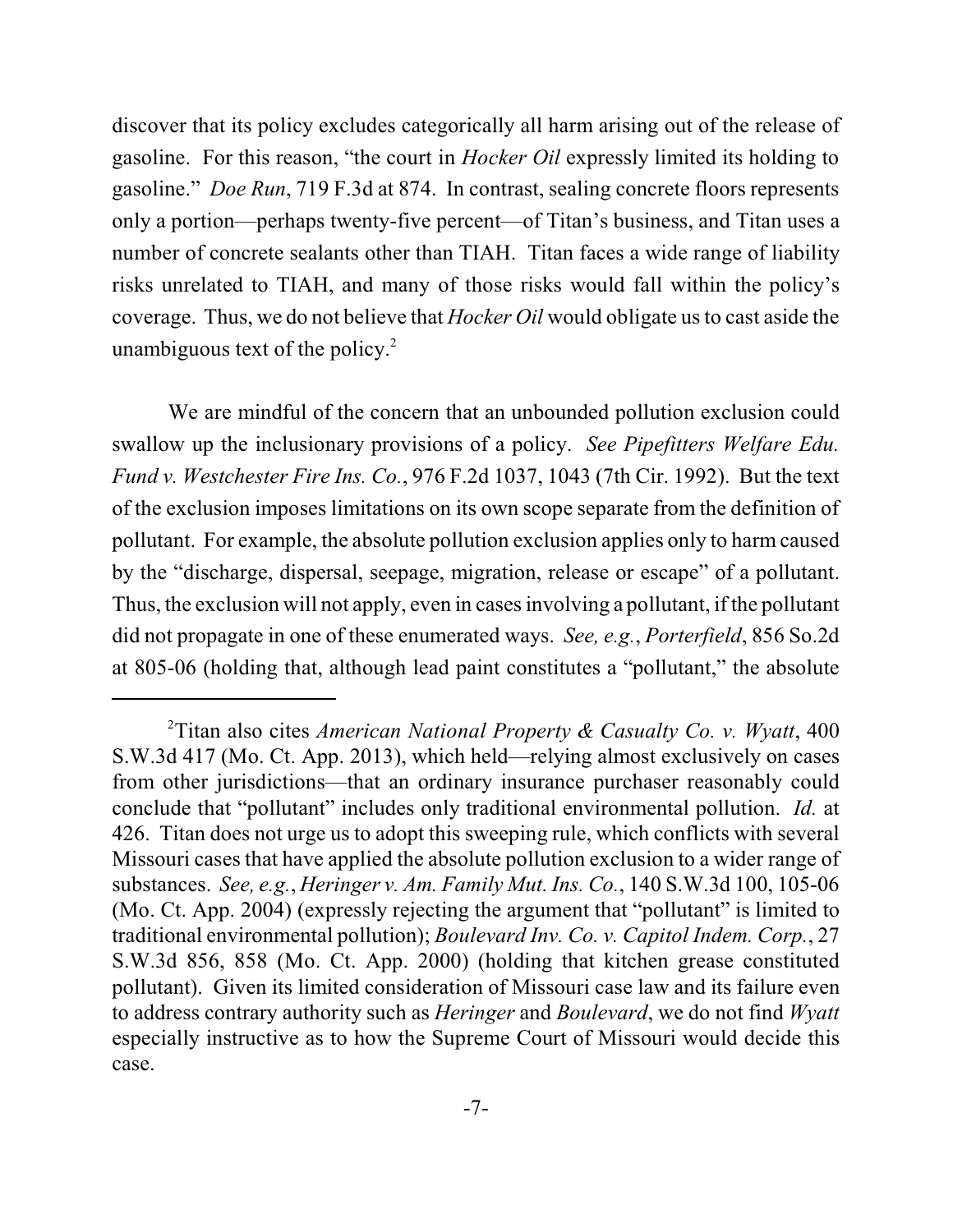discover that its policy excludes categorically all harm arising out of the release of gasoline. For this reason, "the court in *Hocker Oil* expressly limited its holding to gasoline." *Doe Run*, 719 F.3d at 874. In contrast, sealing concrete floors represents only a portion—perhaps twenty-five percent—of Titan's business, and Titan uses a number of concrete sealants other than TIAH. Titan faces a wide range of liability risks unrelated to TIAH, and many of those risks would fall within the policy's coverage. Thus, we do not believe that *Hocker Oil* would obligate us to cast aside the unambiguous text of the policy.[2]

We are mindful of the concern that an unbounded pollution exclusion could swallow up the inclusionary provisions of a policy. *See Pipefitters Welfare Edu. Fund v. Westchester Fire Ins. Co.*, 976 F.2d 1037, 1043 (7th Cir. 1992). But the text of the exclusion imposes limitations on its own scope separate from the definition of pollutant. For example, the absolute pollution exclusion applies only to harm caused by the "discharge, dispersal, seepage, migration, release or escape" of a pollutant. Thus, the exclusion will not apply, even in cases involving a pollutant, if the pollutant did not propagate in one of these enumerated ways. *See, e.g.*, *Porterfield*, 856 So.2d at 805-06 (holding that, although lead paint constitutes a "pollutant," the absolute

[2] Titan also cites *American National Property & Casualty Co. v. Wyatt*, 400 S.W.3d 417 (Mo. Ct. App. 2013), which held—relying almost exclusively on cases from other jurisdictions—that an ordinary insurance purchaser reasonably could conclude that "pollutant" includes only traditional environmental pollution. *Id.* at 426. Titan does not urge us to adopt this sweeping rule, which conflicts with several Missouri cases that have applied the absolute pollution exclusion to a wider range of substances. *See, e.g.*, *Heringer v. Am. Family Mut. Ins. Co.*, 140 S.W.3d 100, 105-06 (Mo. Ct. App. 2004) (expressly rejecting the argument that "pollutant" is limited to traditional environmental pollution); *Boulevard Inv. Co. v. Capitol Indem. Corp.*, 27 S.W.3d 856, 858 (Mo. Ct. App. 2000) (holding that kitchen grease constituted pollutant). Given its limited consideration of Missouri case law and its failure even to address contrary authority such as *Heringer* and *Boulevard*, we do not find *Wyatt* especially instructive as to how the Supreme Court of Missouri would decide this case.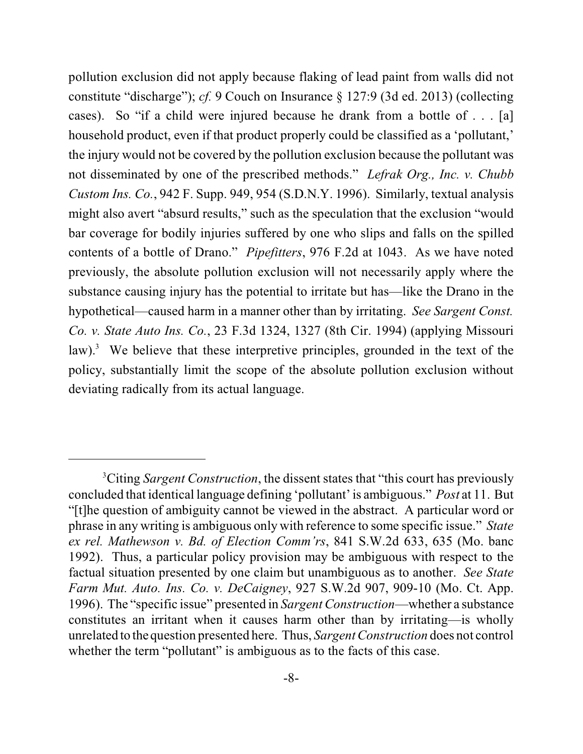pollution exclusion did not apply because flaking of lead paint from walls did not constitute "discharge"); *cf.* 9 Couch on Insurance § 127:9 (3d ed. 2013) (collecting cases). So "if a child were injured because he drank from a bottle of . . . [a] household product, even if that product properly could be classified as a 'pollutant,' the injury would not be covered by the pollution exclusion because the pollutant was not disseminated by one of the prescribed methods." *Lefrak Org., Inc. v. Chubb Custom Ins. Co.*, 942 F. Supp. 949, 954 (S.D.N.Y. 1996). Similarly, textual analysis might also avert "absurd results," such as the speculation that the exclusion "would bar coverage for bodily injuries suffered by one who slips and falls on the spilled contents of a bottle of Drano." *Pipefitters*, 976 F.2d at 1043. As we have noted previously, the absolute pollution exclusion will not necessarily apply where the substance causing injury has the potential to irritate but has—like the Drano in the hypothetical—caused harm in a manner other than by irritating. *See Sargent Const. Co. v. State Auto Ins. Co.*, 23 F.3d 1324, 1327 (8th Cir. 1994) (applying Missouri law).[3] We believe that these interpretive principles, grounded in the text of the policy, substantially limit the scope of the absolute pollution exclusion without deviating radically from its actual language.

---

[3]Citing *Sargent Construction*, the dissent states that "this court has previously concluded that identical language defining 'pollutant' is ambiguous." *Post* at 11. But "[t]he question of ambiguity cannot be viewed in the abstract. A particular word or phrase in any writing is ambiguous only with reference to some specific issue." *State ex rel. Mathewson v. Bd. of Election Comm'rs*, 841 S.W.2d 633, 635 (Mo. banc 1992). Thus, a particular policy provision may be ambiguous with respect to the factual situation presented by one claim but unambiguous as to another. *See State Farm Mut. Auto. Ins. Co. v. DeCaigney*, 927 S.W.2d 907, 909-10 (Mo. Ct. App. 1996). The "specific issue" presented in *Sargent Construction*—whether a substance constitutes an irritant when it causes harm other than by irritating—is wholly unrelated to the question presented here. Thus, *Sargent Construction* does not control whether the term "pollutant" is ambiguous as to the facts of this case.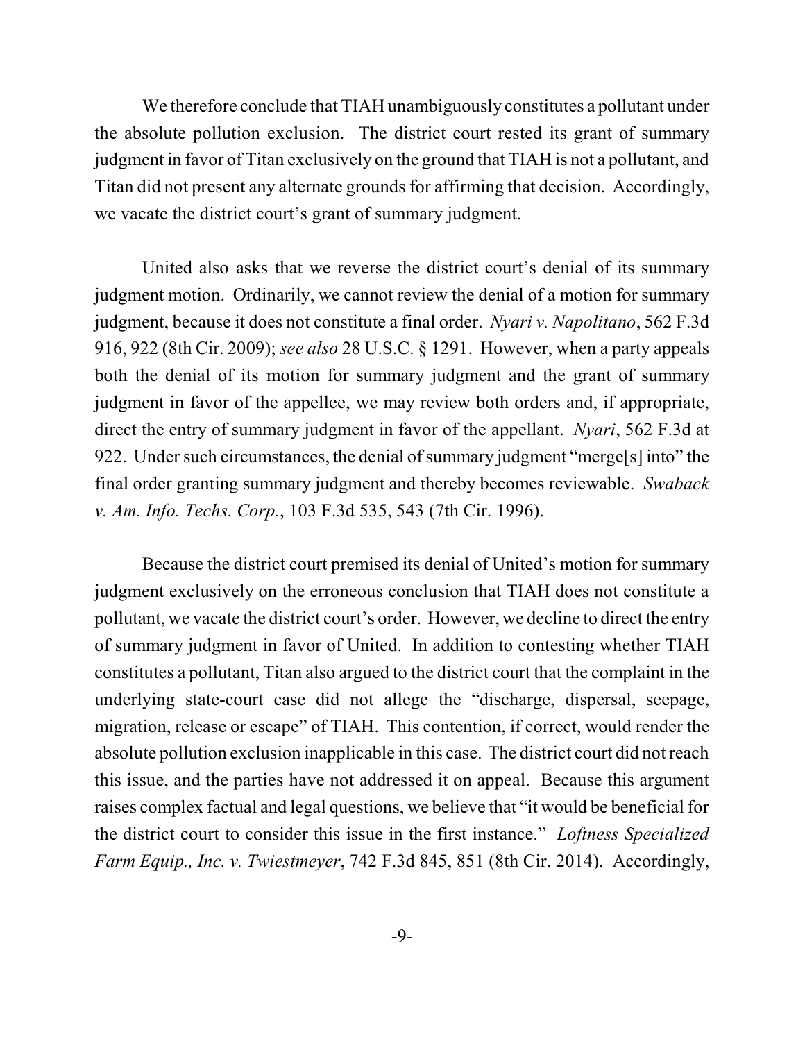We therefore conclude that TIAH unambiguously constitutes a pollutant under the absolute pollution exclusion. The district court rested its grant of summary judgment in favor of Titan exclusively on the ground that TIAH is not a pollutant, and Titan did not present any alternate grounds for affirming that decision. Accordingly, we vacate the district court's grant of summary judgment.

United also asks that we reverse the district court's denial of its summary judgment motion. Ordinarily, we cannot review the denial of a motion for summary judgment, because it does not constitute a final order. *Nyari v. Napolitano*, 562 F.3d 916, 922 (8th Cir. 2009); *see also* 28 U.S.C. § 1291. However, when a party appeals both the denial of its motion for summary judgment and the grant of summary judgment in favor of the appellee, we may review both orders and, if appropriate, direct the entry of summary judgment in favor of the appellant. *Nyari*, 562 F.3d at 922. Under such circumstances, the denial of summary judgment "merge[s] into" the final order granting summary judgment and thereby becomes reviewable. *Swaback v. Am. Info. Techs. Corp.*, 103 F.3d 535, 543 (7th Cir. 1996).

Because the district court premised its denial of United's motion for summary judgment exclusively on the erroneous conclusion that TIAH does not constitute a pollutant, we vacate the district court's order. However, we decline to direct the entry of summary judgment in favor of United. In addition to contesting whether TIAH constitutes a pollutant, Titan also argued to the district court that the complaint in the underlying state-court case did not allege the "discharge, dispersal, seepage, migration, release or escape" of TIAH. This contention, if correct, would render the absolute pollution exclusion inapplicable in this case. The district court did not reach this issue, and the parties have not addressed it on appeal. Because this argument raises complex factual and legal questions, we believe that "it would be beneficial for the district court to consider this issue in the first instance." *Loftness Specialized Farm Equip., Inc. v. Twiestmeyer*, 742 F.3d 845, 851 (8th Cir. 2014). Accordingly,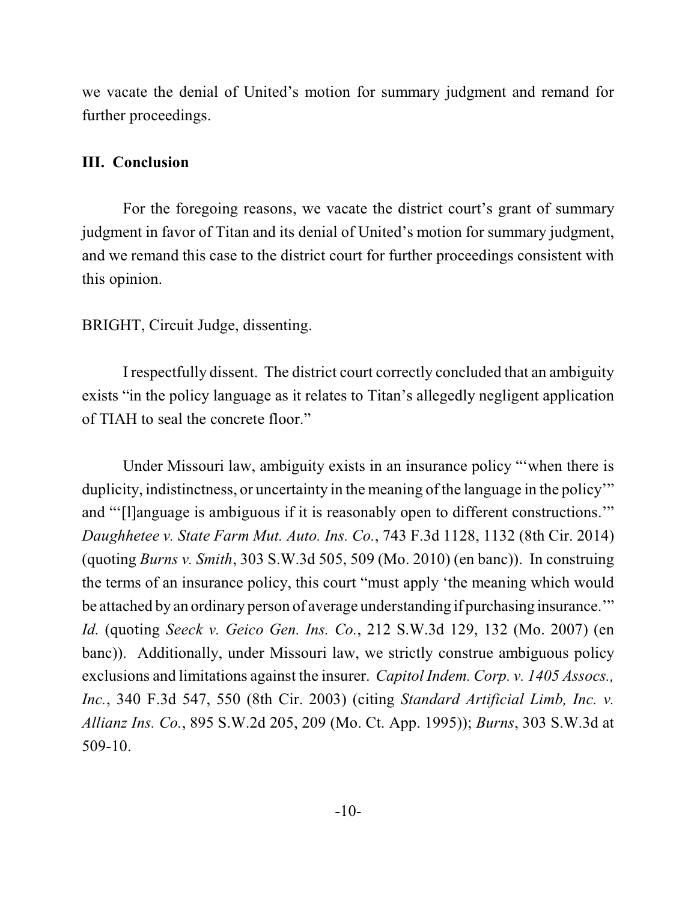we vacate the denial of United's motion for summary judgment and remand for further proceedings.

## III. Conclusion

For the foregoing reasons, we vacate the district court's grant of summary judgment in favor of Titan and its denial of United's motion for summary judgment, and we remand this case to the district court for further proceedings consistent with this opinion.

BRIGHT, Circuit Judge, dissenting.

I respectfully dissent. The district court correctly concluded that an ambiguity exists "in the policy language as it relates to Titan's allegedly negligent application of TIAH to seal the concrete floor."

Under Missouri law, ambiguity exists in an insurance policy "'when there is duplicity, indistinctness, or uncertainty in the meaning of the language in the policy'" and "'[l]anguage is ambiguous if it is reasonably open to different constructions.'" *Daughhetee v. State Farm Mut. Auto. Ins. Co.*, 743 F.3d 1128, 1132 (8th Cir. 2014) (quoting *Burns v. Smith*, 303 S.W.3d 505, 509 (Mo. 2010) (en banc)). In construing the terms of an insurance policy, this court "must apply 'the meaning which would be attached by an ordinary person of average understanding if purchasing insurance.'" *Id.* (quoting *Seeck v. Geico Gen. Ins. Co.*, 212 S.W.3d 129, 132 (Mo. 2007) (en banc)). Additionally, under Missouri law, we strictly construe ambiguous policy exclusions and limitations against the insurer. *Capitol Indem. Corp. v. 1405 Assocs., Inc.*, 340 F.3d 547, 550 (8th Cir. 2003) (citing *Standard Artificial Limb, Inc. v. Allianz Ins. Co.*, 895 S.W.2d 205, 209 (Mo. Ct. App. 1995)); *Burns*, 303 S.W.3d at 509-10.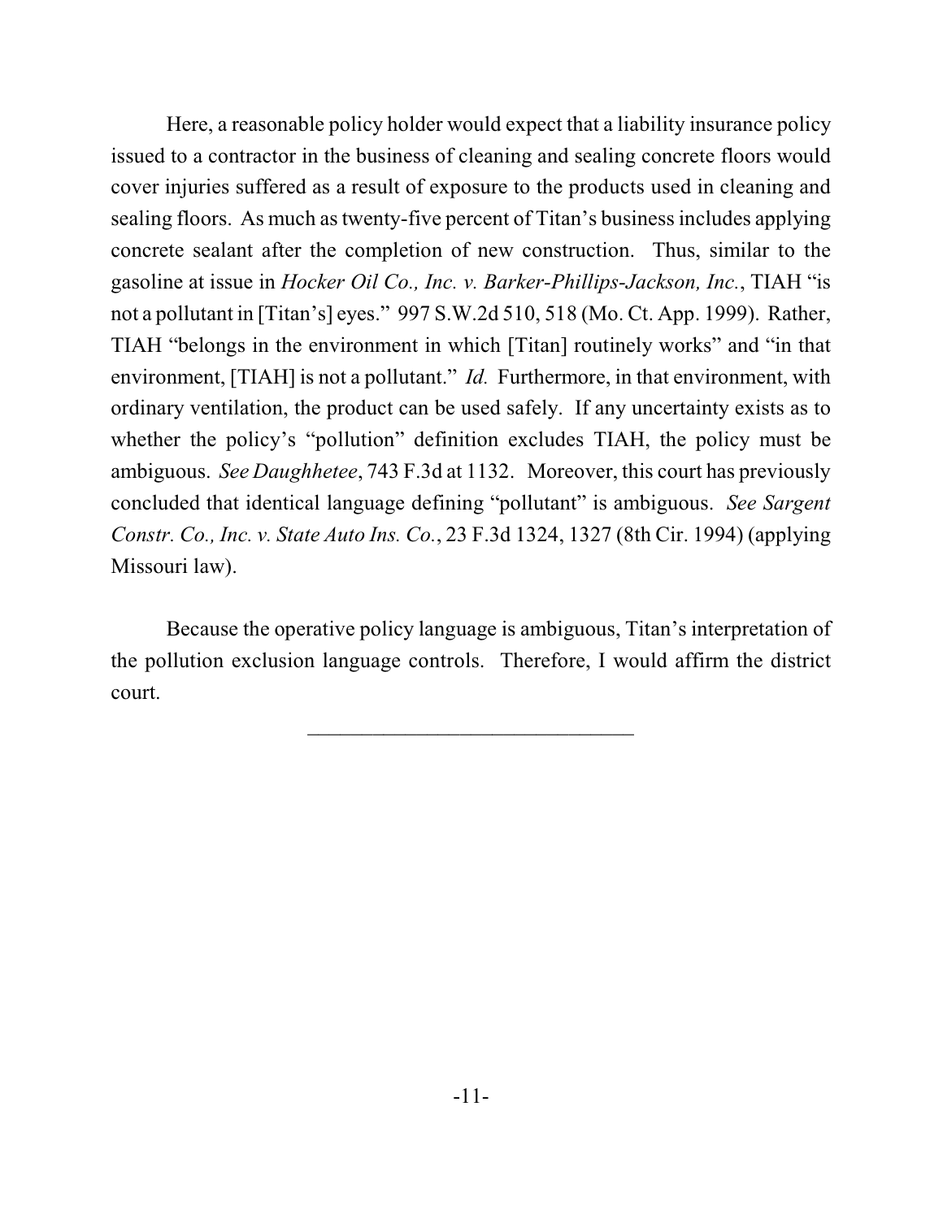Here, a reasonable policy holder would expect that a liability insurance policy issued to a contractor in the business of cleaning and sealing concrete floors would cover injuries suffered as a result of exposure to the products used in cleaning and sealing floors. As much as twenty-five percent of Titan's business includes applying concrete sealant after the completion of new construction. Thus, similar to the gasoline at issue in *Hocker Oil Co., Inc. v. Barker-Phillips-Jackson, Inc.*, TIAH "is not a pollutant in [Titan's] eyes." 997 S.W.2d 510, 518 (Mo. Ct. App. 1999). Rather, TIAH "belongs in the environment in which [Titan] routinely works" and "in that environment, [TIAH] is not a pollutant." *Id.* Furthermore, in that environment, with ordinary ventilation, the product can be used safely. If any uncertainty exists as to whether the policy's "pollution" definition excludes TIAH, the policy must be ambiguous. *See Daughhetee*, 743 F.3d at 1132. Moreover, this court has previously concluded that identical language defining "pollutant" is ambiguous. *See Sargent Constr. Co., Inc. v. State Auto Ins. Co.*, 23 F.3d 1324, 1327 (8th Cir. 1994) (applying Missouri law).

Because the operative policy language is ambiguous, Titan's interpretation of the pollution exclusion language controls. Therefore, I would affirm the district court.

______________________________